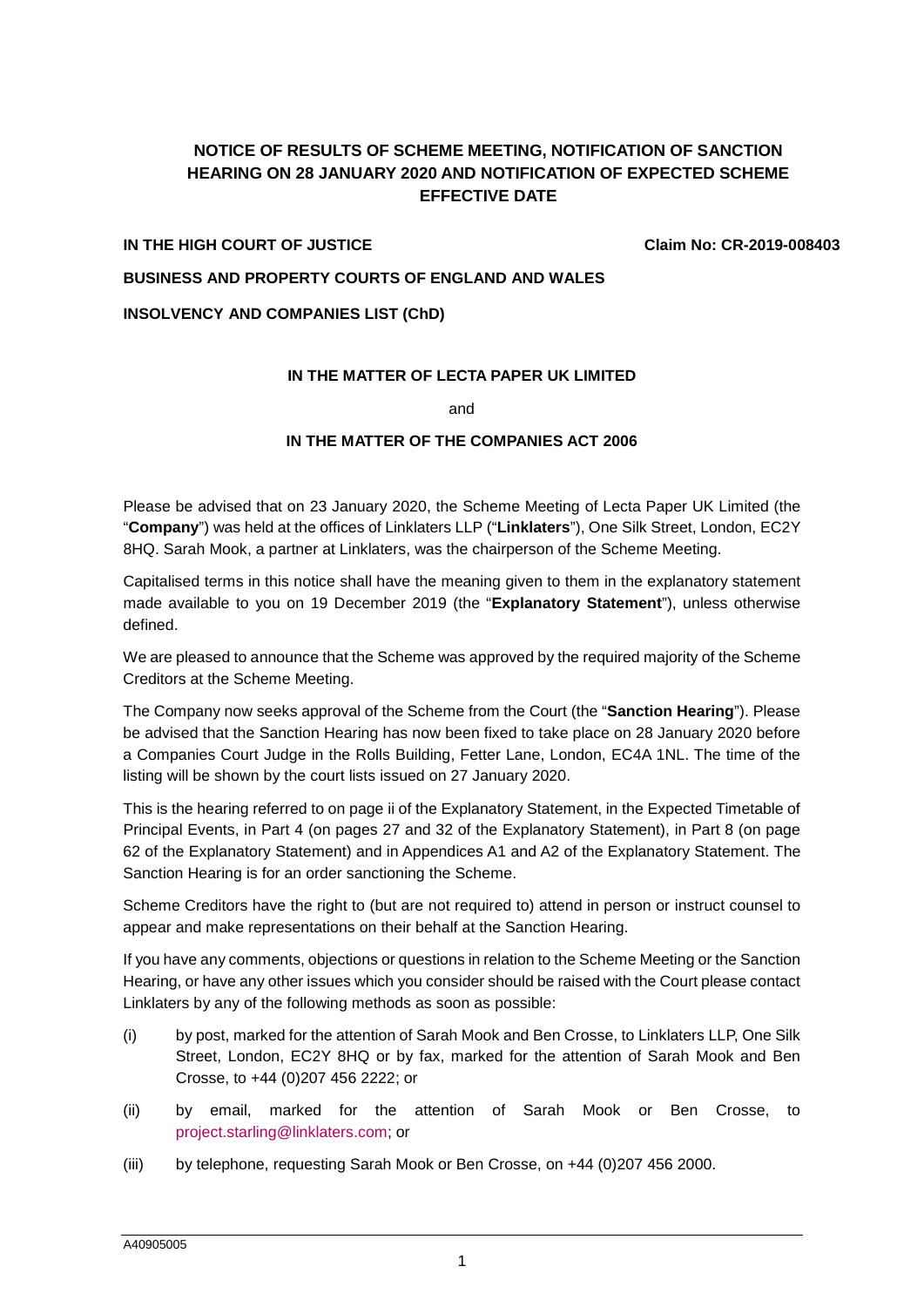# NOTICE OF RESULTS OF SCHEME MEETING, NOTIFICATION OF SANCTION HEARING ON 28 JANUARY 2020 AND NOTIFICATION OF EXPECTED SCHEME EFFECTIVE DATE

**IN THE HIGH COURT OF JUSTICE** **Claim No: CR-2019-008403**

**BUSINESS AND PROPERTY COURTS OF ENGLAND AND WALES**

**INSOLVENCY AND COMPANIES LIST (ChD)**

**IN THE MATTER OF LECTA PAPER UK LIMITED**

and

**IN THE MATTER OF THE COMPANIES ACT 2006**

Please be advised that on 23 January 2020, the Scheme Meeting of Lecta Paper UK Limited (the "**Company**") was held at the offices of Linklaters LLP ("**Linklaters**"), One Silk Street, London, EC2Y 8HQ. Sarah Mook, a partner at Linklaters, was the chairperson of the Scheme Meeting.

Capitalised terms in this notice shall have the meaning given to them in the explanatory statement made available to you on 19 December 2019 (the "**Explanatory Statement**"), unless otherwise defined.

We are pleased to announce that the Scheme was approved by the required majority of the Scheme Creditors at the Scheme Meeting.

The Company now seeks approval of the Scheme from the Court (the "**Sanction Hearing**"). Please be advised that the Sanction Hearing has now been fixed to take place on 28 January 2020 before a Companies Court Judge in the Rolls Building, Fetter Lane, London, EC4A 1NL. The time of the listing will be shown by the court lists issued on 27 January 2020.

This is the hearing referred to on page ii of the Explanatory Statement, in the Expected Timetable of Principal Events, in Part 4 (on pages 27 and 32 of the Explanatory Statement), in Part 8 (on page 62 of the Explanatory Statement) and in Appendices A1 and A2 of the Explanatory Statement. The Sanction Hearing is for an order sanctioning the Scheme.

Scheme Creditors have the right to (but are not required to) attend in person or instruct counsel to appear and make representations on their behalf at the Sanction Hearing.

If you have any comments, objections or questions in relation to the Scheme Meeting or the Sanction Hearing, or have any other issues which you consider should be raised with the Court please contact Linklaters by any of the following methods as soon as possible:

(i) by post, marked for the attention of Sarah Mook and Ben Crosse, to Linklaters LLP, One Silk Street, London, EC2Y 8HQ or by fax, marked for the attention of Sarah Mook and Ben Crosse, to +44 (0)207 456 2222; or

(ii) by email, marked for the attention of Sarah Mook or Ben Crosse, to project.starling@linklaters.com; or

(iii) by telephone, requesting Sarah Mook or Ben Crosse, on +44 (0)207 456 2000.

A40905005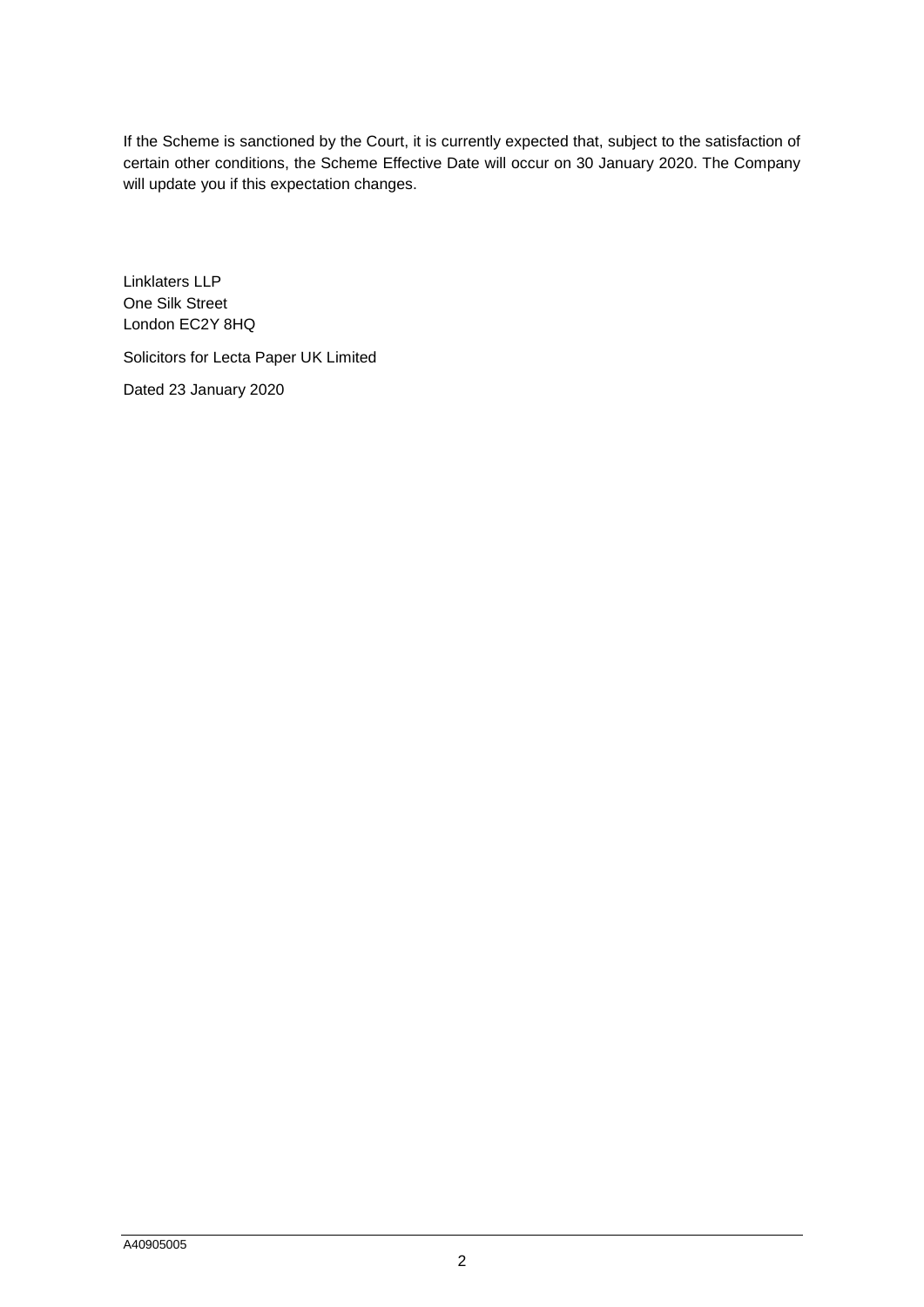If the Scheme is sanctioned by the Court, it is currently expected that, subject to the satisfaction of certain other conditions, the Scheme Effective Date will occur on 30 January 2020. The Company will update you if this expectation changes.

Linklaters LLP
One Silk Street
London EC2Y 8HQ

Solicitors for Lecta Paper UK Limited

Dated 23 January 2020

A40905005